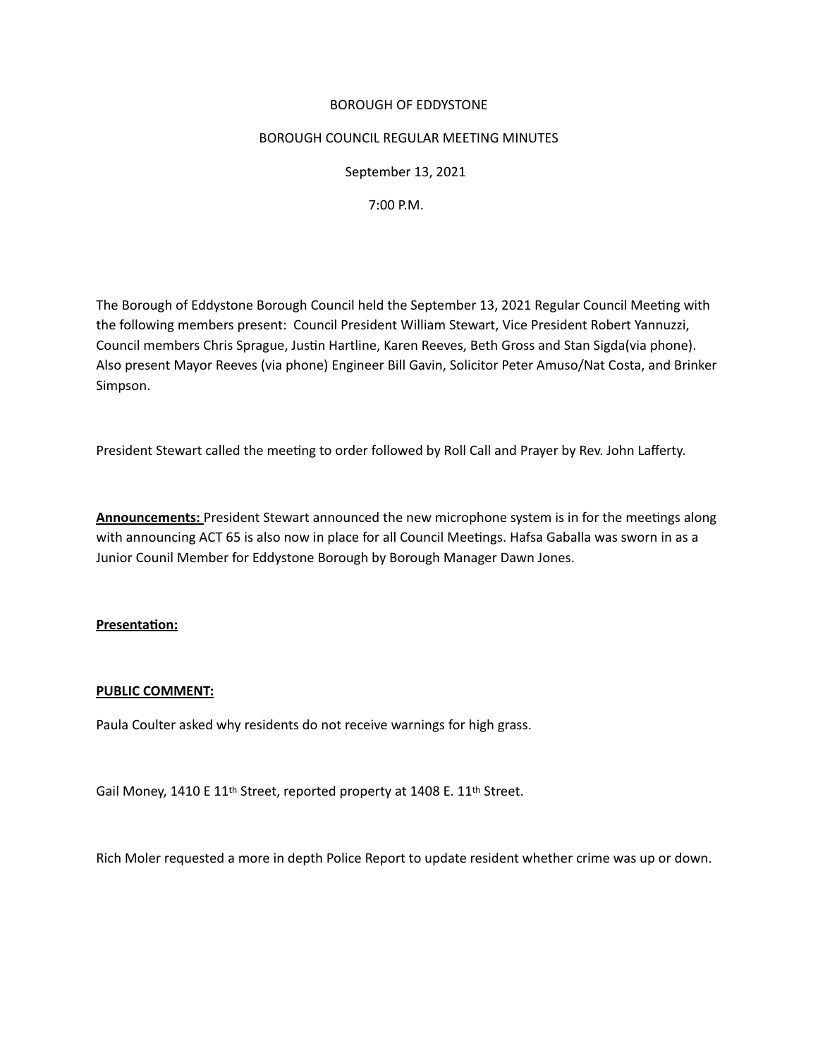BOROUGH OF EDDYSTONE

BOROUGH COUNCIL REGULAR MEETING MINUTES

September 13, 2021

7:00 P.M.

The Borough of Eddystone Borough Council held the September 13, 2021 Regular Council Meeting with the following members present: Council President William Stewart, Vice President Robert Yannuzzi, Council members Chris Sprague, Justin Hartline, Karen Reeves, Beth Gross and Stan Sigda(via phone). Also present Mayor Reeves (via phone) Engineer Bill Gavin, Solicitor Peter Amuso/Nat Costa, and Brinker Simpson.

President Stewart called the meeting to order followed by Roll Call and Prayer by Rev. John Lafferty.

**Announcements:** President Stewart announced the new microphone system is in for the meetings along with announcing ACT 65 is also now in place for all Council Meetings. Hafsa Gaballa was sworn in as a Junior Counil Member for Eddystone Borough by Borough Manager Dawn Jones.

**Presentation:**

**PUBLIC COMMENT:**

Paula Coulter asked why residents do not receive warnings for high grass.

Gail Money, 1410 E 11th Street, reported property at 1408 E. 11th Street.

Rich Moler requested a more in depth Police Report to update resident whether crime was up or down.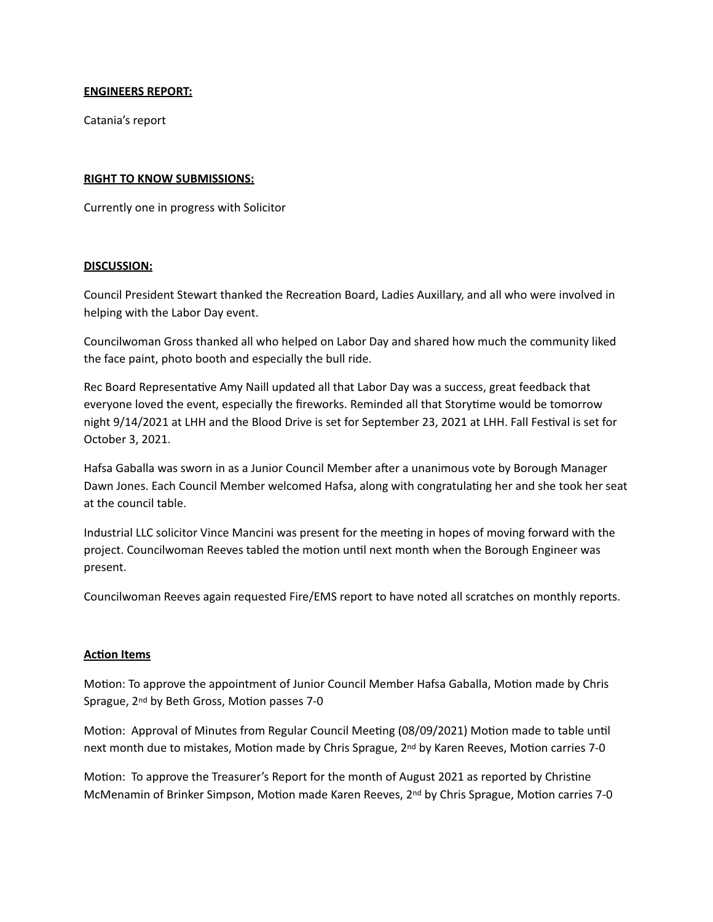**ENGINEERS REPORT:**

Catania's report

**RIGHT TO KNOW SUBMISSIONS:**

Currently one in progress with Solicitor

**DISCUSSION:**

Council President Stewart thanked the Recreation Board, Ladies Auxillary, and all who were involved in helping with the Labor Day event.

Councilwoman Gross thanked all who helped on Labor Day and shared how much the community liked the face paint, photo booth and especially the bull ride.

Rec Board Representative Amy Naill updated all that Labor Day was a success, great feedback that everyone loved the event, especially the fireworks. Reminded all that Storytime would be tomorrow night 9/14/2021 at LHH and the Blood Drive is set for September 23, 2021 at LHH. Fall Festival is set for October 3, 2021.

Hafsa Gaballa was sworn in as a Junior Council Member after a unanimous vote by Borough Manager Dawn Jones. Each Council Member welcomed Hafsa, along with congratulating her and she took her seat at the council table.

Industrial LLC solicitor Vince Mancini was present for the meeting in hopes of moving forward with the project. Councilwoman Reeves tabled the motion until next month when the Borough Engineer was present.

Councilwoman Reeves again requested Fire/EMS report to have noted all scratches on monthly reports.

**Action Items**

Motion: To approve the appointment of Junior Council Member Hafsa Gaballa, Motion made by Chris Sprague, 2nd by Beth Gross, Motion passes 7-0

Motion: Approval of Minutes from Regular Council Meeting (08/09/2021) Motion made to table until next month due to mistakes, Motion made by Chris Sprague, 2nd by Karen Reeves, Motion carries 7-0

Motion: To approve the Treasurer's Report for the month of August 2021 as reported by Christine McMenamin of Brinker Simpson, Motion made Karen Reeves, 2nd by Chris Sprague, Motion carries 7-0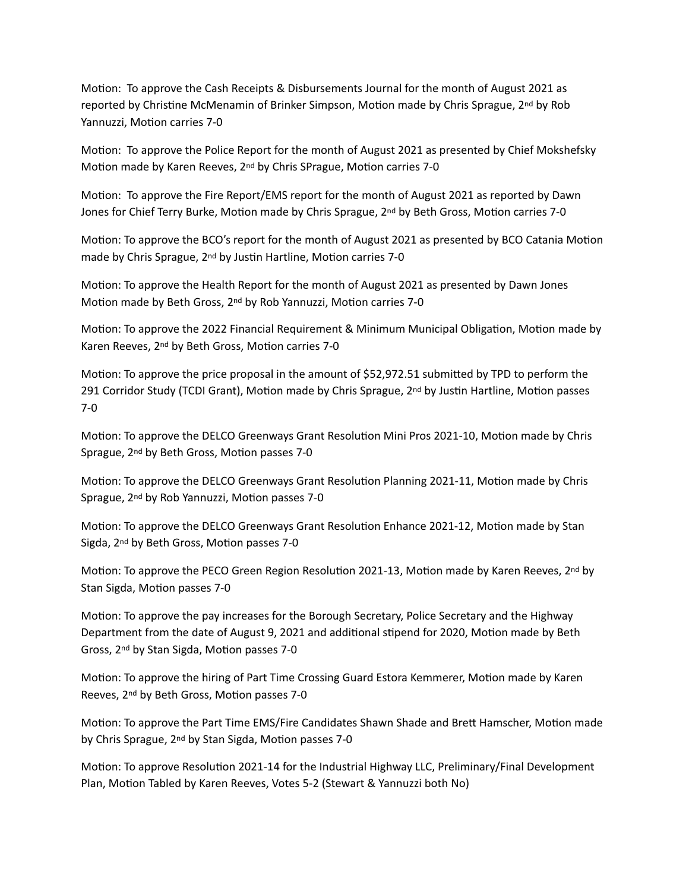Motion: To approve the Cash Receipts & Disbursements Journal for the month of August 2021 as reported by Christine McMenamin of Brinker Simpson, Motion made by Chris Sprague, 2nd by Rob Yannuzzi, Motion carries 7-0

Motion: To approve the Police Report for the month of August 2021 as presented by Chief Mokshefsky Motion made by Karen Reeves, 2nd by Chris SPrague, Motion carries 7-0

Motion: To approve the Fire Report/EMS report for the month of August 2021 as reported by Dawn Jones for Chief Terry Burke, Motion made by Chris Sprague, 2nd by Beth Gross, Motion carries 7-0

Motion: To approve the BCO's report for the month of August 2021 as presented by BCO Catania Motion made by Chris Sprague, 2nd by Justin Hartline, Motion carries 7-0

Motion: To approve the Health Report for the month of August 2021 as presented by Dawn Jones Motion made by Beth Gross, 2nd by Rob Yannuzzi, Motion carries 7-0

Motion: To approve the 2022 Financial Requirement & Minimum Municipal Obligation, Motion made by Karen Reeves, 2nd by Beth Gross, Motion carries 7-0

Motion: To approve the price proposal in the amount of $52,972.51 submitted by TPD to perform the 291 Corridor Study (TCDI Grant), Motion made by Chris Sprague, 2nd by Justin Hartline, Motion passes 7-0

Motion: To approve the DELCO Greenways Grant Resolution Mini Pros 2021-10, Motion made by Chris Sprague, 2nd by Beth Gross, Motion passes 7-0

Motion: To approve the DELCO Greenways Grant Resolution Planning 2021-11, Motion made by Chris Sprague, 2nd by Rob Yannuzzi, Motion passes 7-0

Motion: To approve the DELCO Greenways Grant Resolution Enhance 2021-12, Motion made by Stan Sigda, 2nd by Beth Gross, Motion passes 7-0

Motion: To approve the PECO Green Region Resolution 2021-13, Motion made by Karen Reeves, 2nd by Stan Sigda, Motion passes 7-0

Motion: To approve the pay increases for the Borough Secretary, Police Secretary and the Highway Department from the date of August 9, 2021 and additional stipend for 2020, Motion made by Beth Gross, 2nd by Stan Sigda, Motion passes 7-0

Motion: To approve the hiring of Part Time Crossing Guard Estora Kemmerer, Motion made by Karen Reeves, 2nd by Beth Gross, Motion passes 7-0

Motion: To approve the Part Time EMS/Fire Candidates Shawn Shade and Brett Hamscher, Motion made by Chris Sprague, 2nd by Stan Sigda, Motion passes 7-0

Motion: To approve Resolution 2021-14 for the Industrial Highway LLC, Preliminary/Final Development Plan, Motion Tabled by Karen Reeves, Votes 5-2 (Stewart & Yannuzzi both No)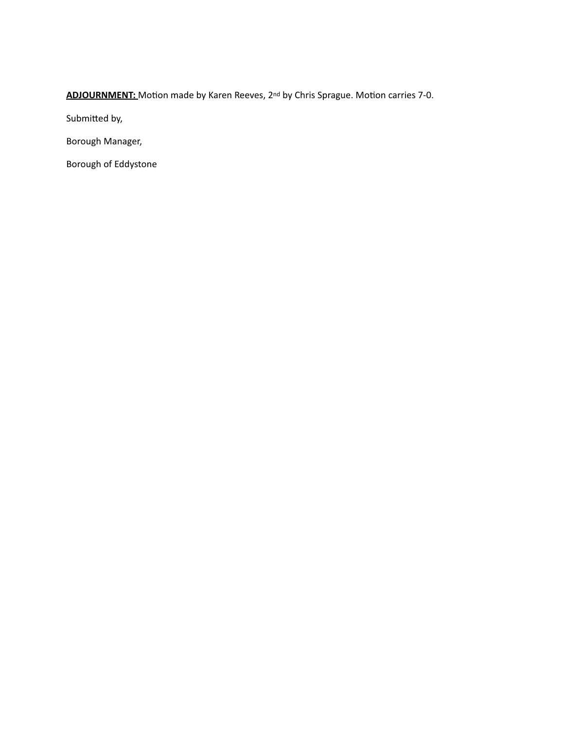**ADJOURNMENT:** Motion made by Karen Reeves, 2nd by Chris Sprague. Motion carries 7-0.

Submitted by,

Borough Manager,

Borough of Eddystone